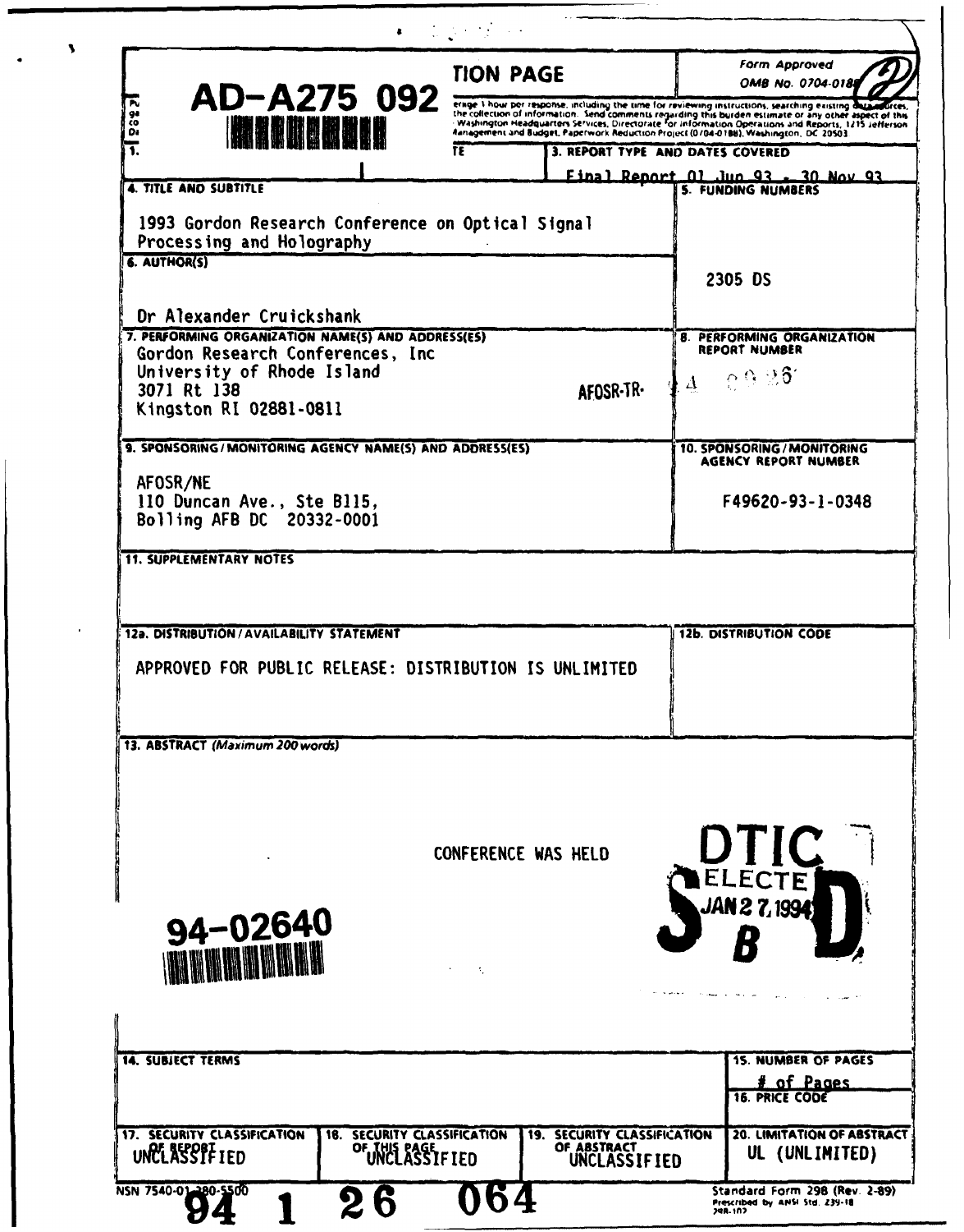AD-A275 092

**REPORT DOCUMENTATION PAGE**

Form Approved
OMB No. 0704-0188

...erage 1 hour per response, including the time for reviewing instructions, searching existing data sources, ... the collection of information. Send comments regarding this burden estimate or any other aspect of this ... Washington Headquarters Services, Directorate for Information Operations and Reports, 1215 Jefferson ... Management and Budget, Paperwork Reduction Project (0704-0188), Washington, DC 20503

**3. REPORT TYPE AND DATES COVERED**
Final Report 01 Jun 93 - 30 Nov 93

**4. TITLE AND SUBTITLE**
1993 Gordon Research Conference on Optical Signal Processing and Holography

**5. FUNDING NUMBERS**
2305 DS

**6. AUTHOR(S)**
Dr Alexander Cruickshank

**7. PERFORMING ORGANIZATION NAME(S) AND ADDRESS(ES)**
Gordon Research Conferences, Inc
University of Rhode Island
3071 Rt 138
Kingston RI 02881-0811

**8. PERFORMING ORGANIZATION REPORT NUMBER**
AFOSR-TR- 94 0026

**9. SPONSORING/MONITORING AGENCY NAME(S) AND ADDRESS(ES)**
AFOSR/NE
110 Duncan Ave., Ste B115,
Bolling AFB DC 20332-0001

**10. SPONSORING/MONITORING AGENCY REPORT NUMBER**
F49620-93-1-0348

**11. SUPPLEMENTARY NOTES**

**12a. DISTRIBUTION/AVAILABILITY STATEMENT**
APPROVED FOR PUBLIC RELEASE: DISTRIBUTION IS UNLIMITED

**12b. DISTRIBUTION CODE**

**13. ABSTRACT** *(Maximum 200 words)*

CONFERENCE WAS HELD

DTIC ELECTE JAN 27 1994 S B D

94-02640

**14. SUBJECT TERMS**

**15. NUMBER OF PAGES**
# of Pages

**16. PRICE CODE**

| 17. SECURITY CLASSIFICATION OF REPORT | 18. SECURITY CLASSIFICATION OF THIS PAGE | 19. SECURITY CLASSIFICATION OF ABSTRACT | 20. LIMITATION OF ABSTRACT |
|---|---|---|---|
| UNCLASSIFIED | UNCLASSIFIED | UNCLASSIFIED | UL (UNLIMITED) |

NSN 7540-01-280-5500

94 1 26 064

Standard Form 298 (Rev. 2-89)
Prescribed by ANSI Std. Z39-18
298-102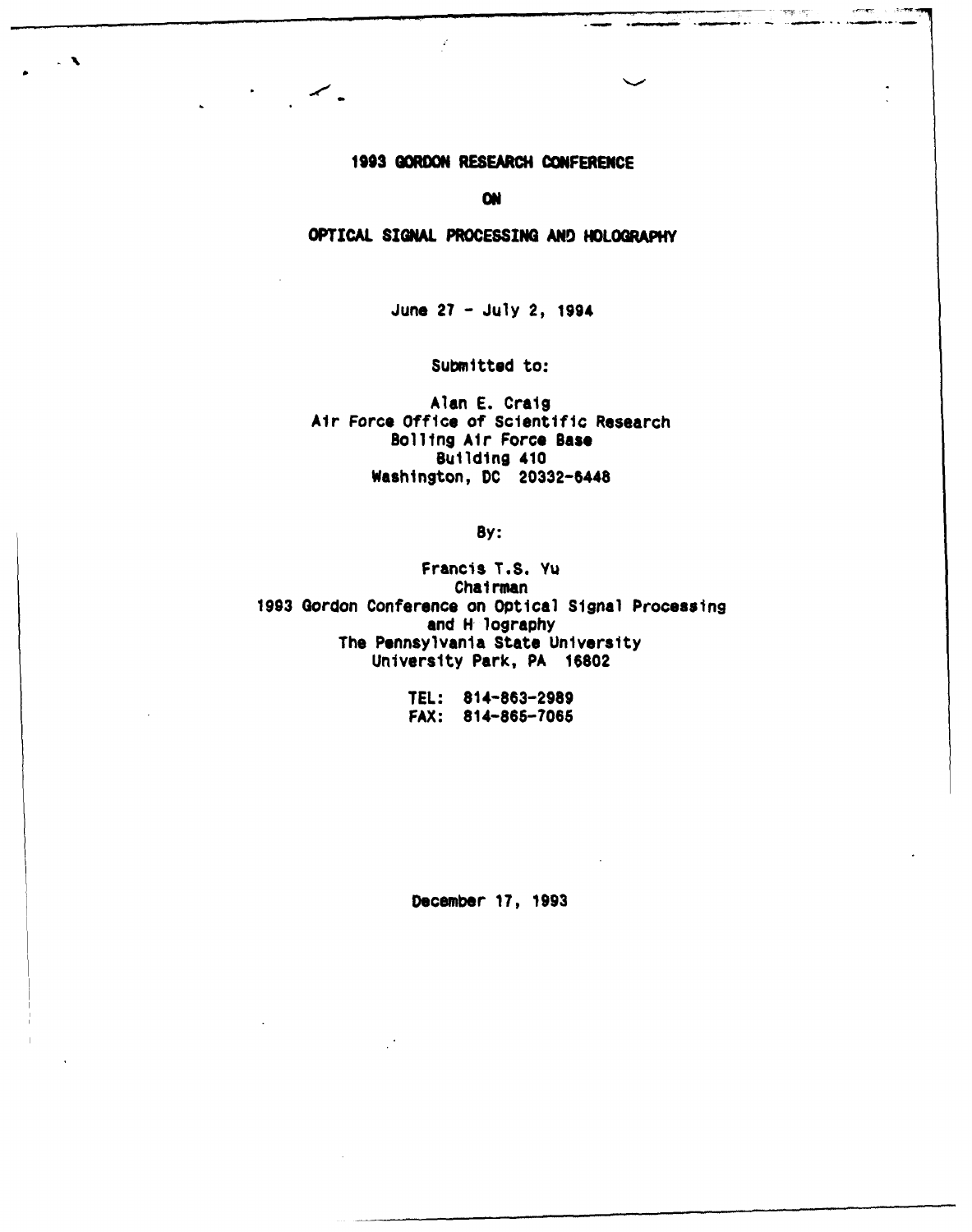# 1993 GORDON RESEARCH CONFERENCE

# ON

# OPTICAL SIGNAL PROCESSING AND HOLOGRAPHY

June 27 - July 2, 1994

Submitted to:

Alan E. Craig
Air Force Office of Scientific Research
Bolling Air Force Base
Building 410
Washington, DC 20332-6448

By:

Francis T.S. Yu
Chairman
1993 Gordon Conference on Optical Signal Processing
and H lography
The Pennsylvania State University
University Park, PA 16802

TEL: 814-863-2989
FAX: 814-865-7065

December 17, 1993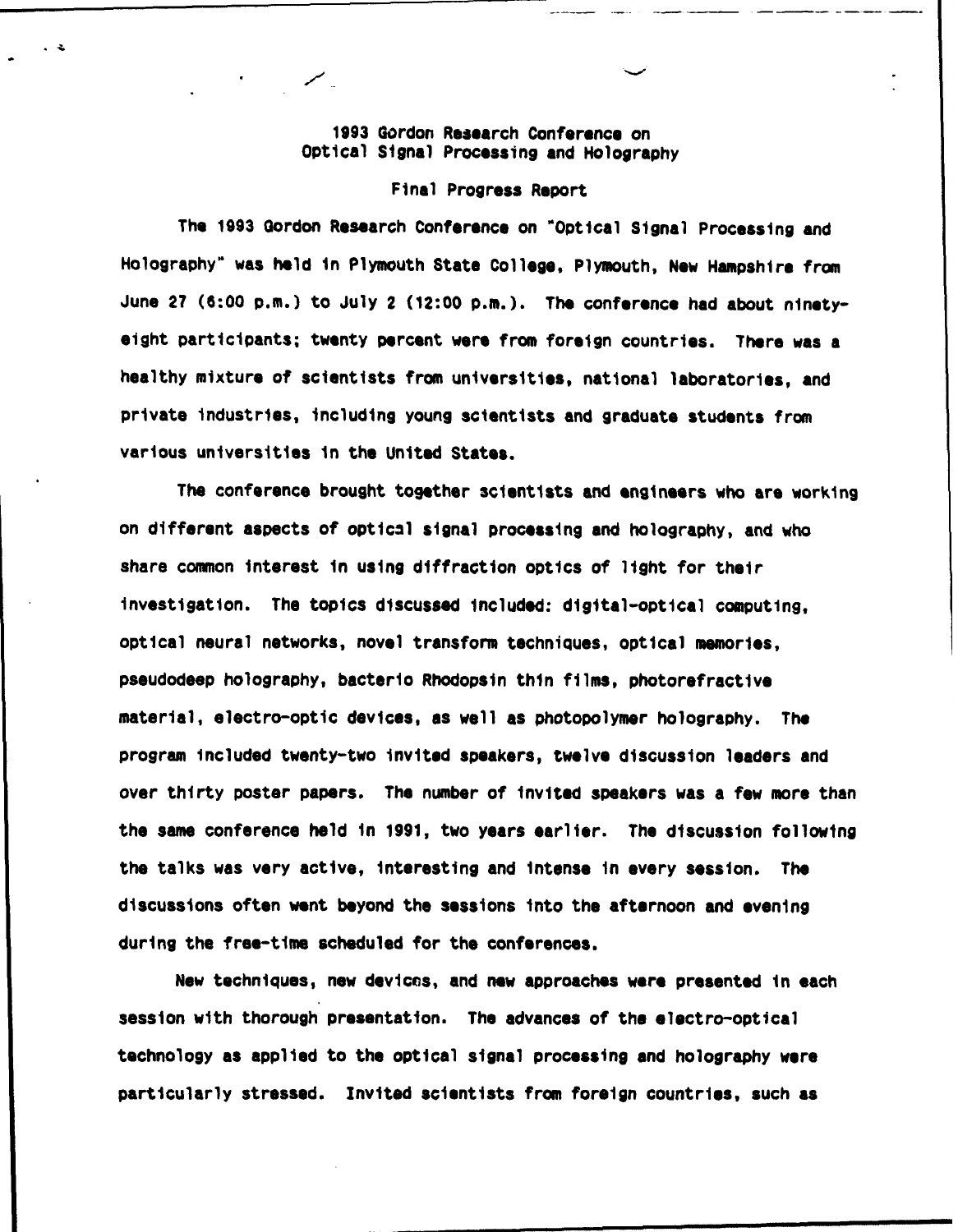1993 Gordon Research Conference on
Optical Signal Processing and Holography

Final Progress Report

The 1993 Gordon Research Conference on "Optical Signal Processing and Holography" was held in Plymouth State College, Plymouth, New Hampshire from June 27 (6:00 p.m.) to July 2 (12:00 p.m.). The conference had about ninety-eight participants; twenty percent were from foreign countries. There was a healthy mixture of scientists from universities, national laboratories, and private industries, including young scientists and graduate students from various universities in the United States.

The conference brought together scientists and engineers who are working on different aspects of optical signal processing and holography, and who share common interest in using diffraction optics of light for their investigation. The topics discussed included: digital-optical computing, optical neural networks, novel transform techniques, optical memories, pseudodeep holography, bacterio Rhodopsin thin films, photorefractive material, electro-optic devices, as well as photopolymer holography. The program included twenty-two invited speakers, twelve discussion leaders and over thirty poster papers. The number of invited speakers was a few more than the same conference held in 1991, two years earlier. The discussion following the talks was very active, interesting and intense in every session. The discussions often went beyond the sessions into the afternoon and evening during the free-time scheduled for the conferences.

New techniques, new devices, and new approaches were presented in each session with thorough presentation. The advances of the electro-optical technology as applied to the optical signal processing and holography were particularly stressed. Invited scientists from foreign countries, such as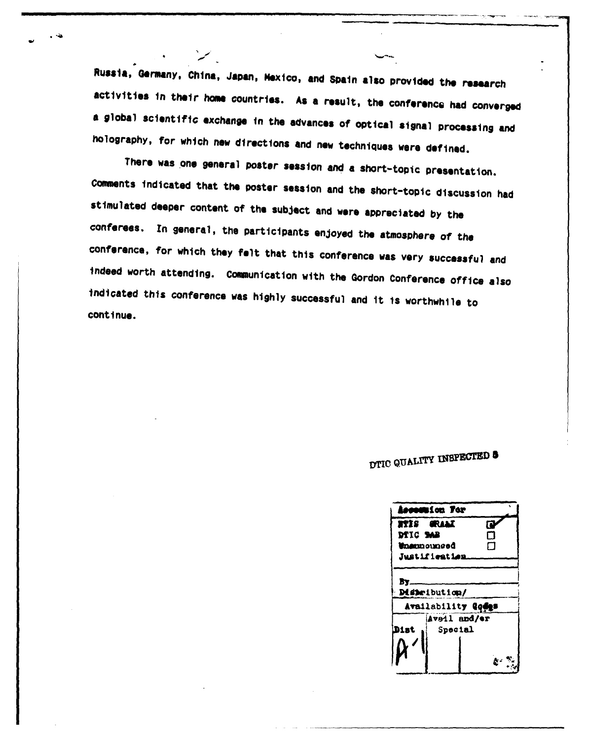Russia, Germany, China, Japan, Mexico, and Spain also provided the research activities in their home countries. As a result, the conference had converged a global scientific exchange in the advances of optical signal processing and holography, for which new directions and new techniques were defined.

There was one general poster session and a short-topic presentation. Comments indicated that the poster session and the short-topic discussion had stimulated deeper content of the subject and were appreciated by the conferees. In general, the participants enjoyed the atmosphere of the conference, for which they felt that this conference was very successful and indeed worth attending. Communication with the Gordon Conference office also indicated this conference was highly successful and it is worthwhile to continue.

DTIC QUALITY INSPECTED 5

| Accession For | |
|---|---|
| NTIS GRA&I | ☑ |
| DTIC TAB | ☐ |
| Unannounced | ☐ |
| Justification | |
| By | |
| Distribution/ | |
| Availability Codes | |
| Dist | Avail and/or Special |
| A-1 | |